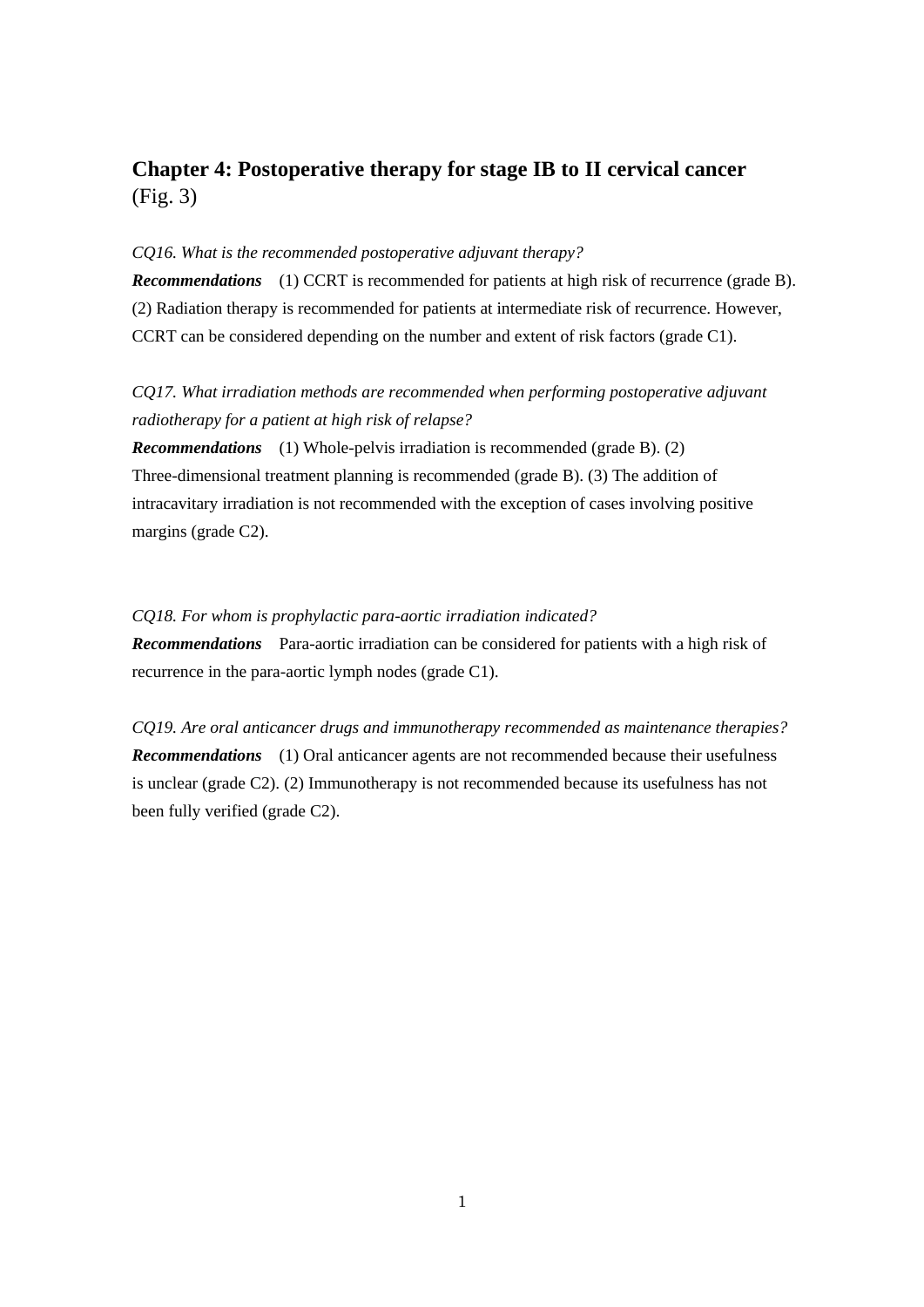## **Chapter 4: Postoperative therapy for stage IB to II cervical cancer** (Fig. 3)

*CQ16. What is the recommended postoperative adjuvant therapy?*

***Recommendations*** (1) CCRT is recommended for patients at high risk of recurrence (grade B). (2) Radiation therapy is recommended for patients at intermediate risk of recurrence. However, CCRT can be considered depending on the number and extent of risk factors (grade C1).

*CQ17. What irradiation methods are recommended when performing postoperative adjuvant radiotherapy for a patient at high risk of relapse?*

***Recommendations*** (1) Whole-pelvis irradiation is recommended (grade B). (2) Three-dimensional treatment planning is recommended (grade B). (3) The addition of intracavitary irradiation is not recommended with the exception of cases involving positive margins (grade C2).

*CQ18. For whom is prophylactic para-aortic irradiation indicated?*

***Recommendations*** Para-aortic irradiation can be considered for patients with a high risk of recurrence in the para-aortic lymph nodes (grade C1).

*CQ19. Are oral anticancer drugs and immunotherapy recommended as maintenance therapies?*

***Recommendations*** (1) Oral anticancer agents are not recommended because their usefulness is unclear (grade C2). (2) Immunotherapy is not recommended because its usefulness has not been fully verified (grade C2).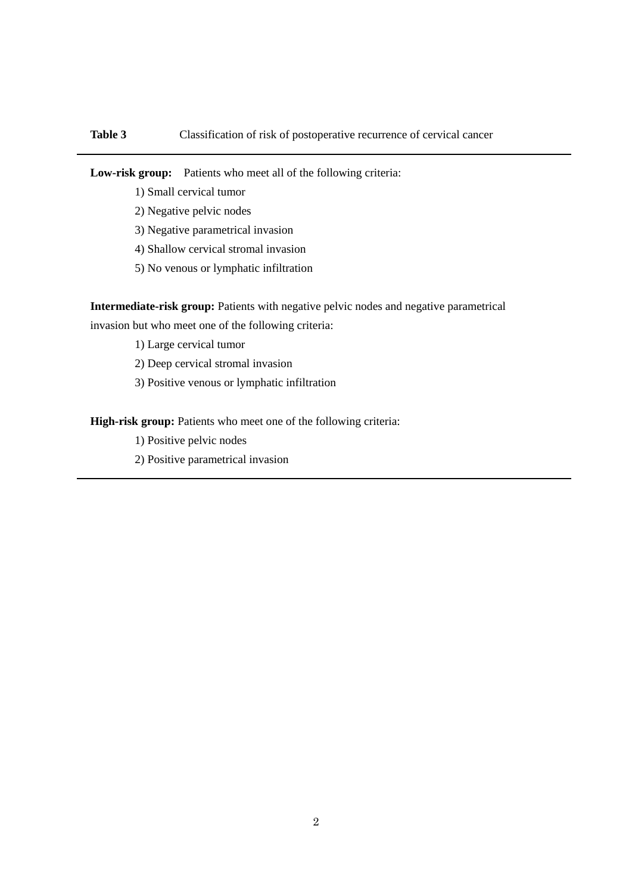**Table 3** Classification of risk of postoperative recurrence of cervical cancer

**Low-risk group:** Patients who meet all of the following criteria:

1) Small cervical tumor
2) Negative pelvic nodes
3) Negative parametrical invasion
4) Shallow cervical stromal invasion
5) No venous or lymphatic infiltration

**Intermediate-risk group:** Patients with negative pelvic nodes and negative parametrical invasion but who meet one of the following criteria:

1) Large cervical tumor
2) Deep cervical stromal invasion
3) Positive venous or lymphatic infiltration

**High-risk group:** Patients who meet one of the following criteria:

1) Positive pelvic nodes
2) Positive parametrical invasion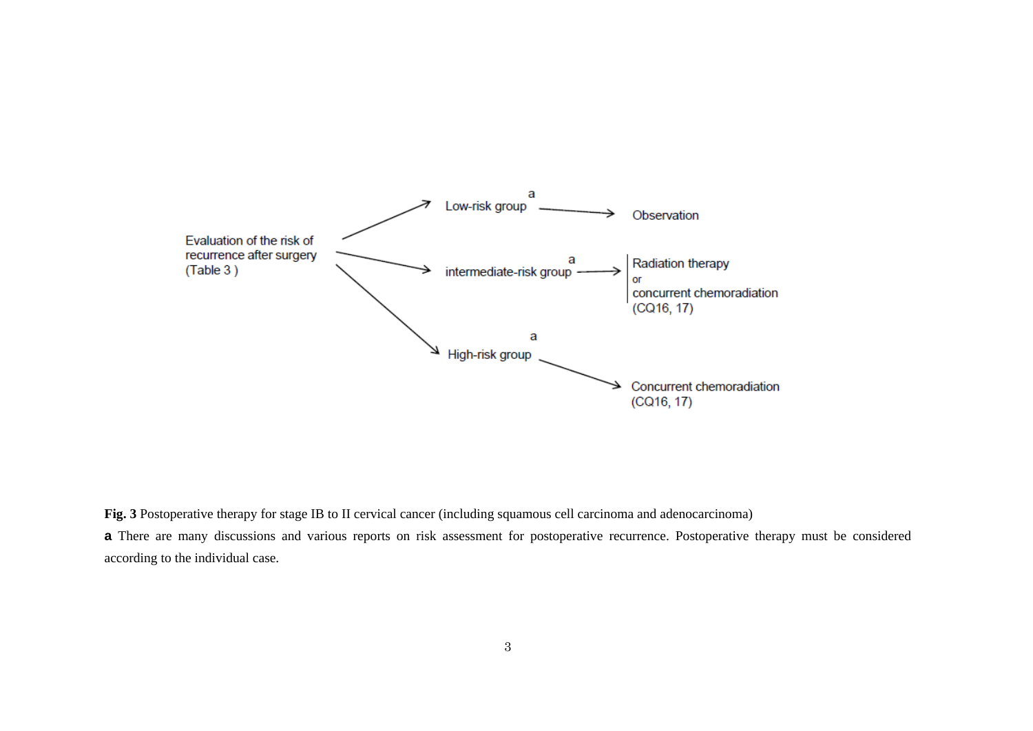Evaluation of the risk of recurrence after surgery (Table 3 )

Low-risk group [a]

Observation

intermediate-risk group [a]

Radiation therapy
or
concurrent chemoradiation
(CQ16, 17)

High-risk group [a]

Concurrent chemoradiation
(CQ16, 17)

**Fig. 3** Postoperative therapy for stage IB to II cervical cancer (including squamous cell carcinoma and adenocarcinoma)

**a** There are many discussions and various reports on risk assessment for postoperative recurrence. Postoperative therapy must be considered according to the individual case.